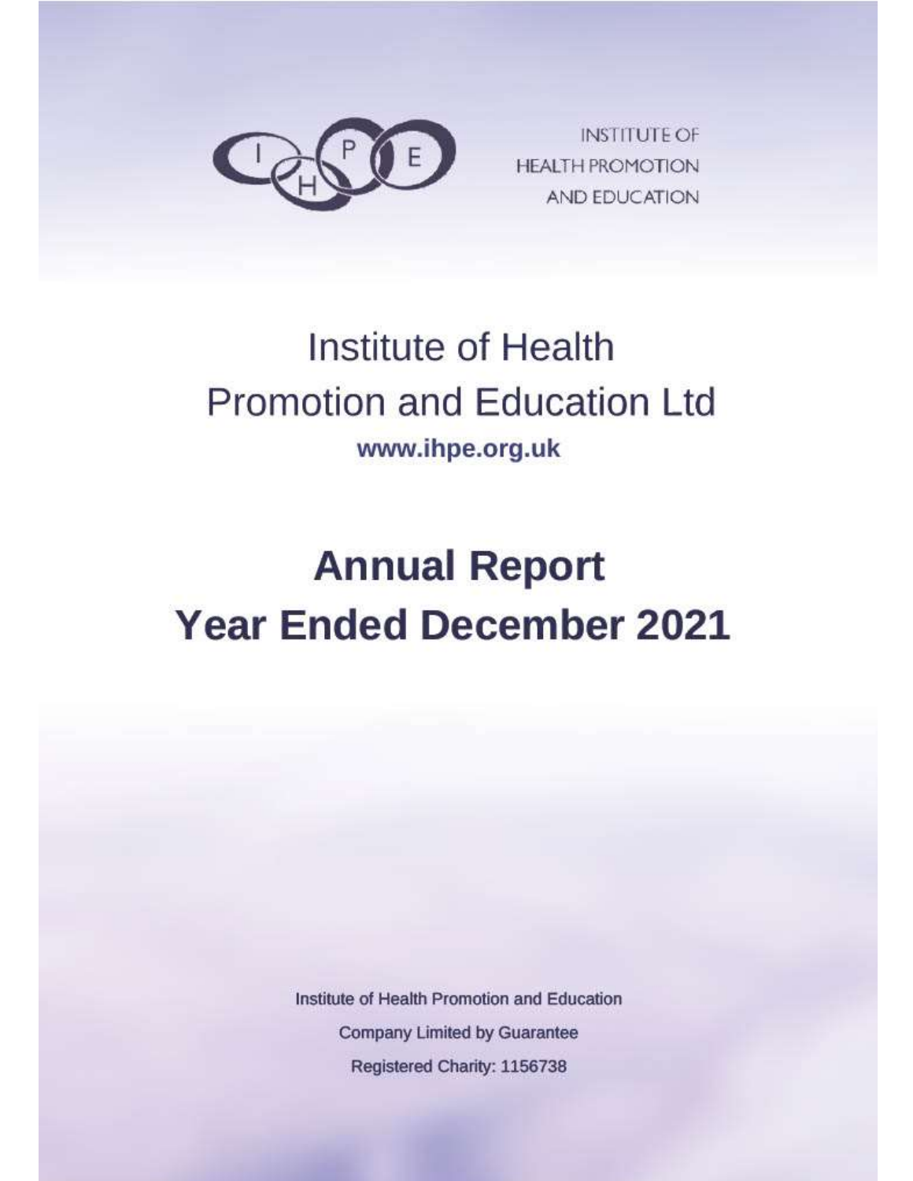INSTITUTE OF
HEALTH PROMOTION
AND EDUCATION

# Institute of Health Promotion and Education Ltd

**www.ihpe.org.uk**

# Annual Report
# Year Ended December 2021

Institute of Health Promotion and Education

Company Limited by Guarantee

Registered Charity: 1156738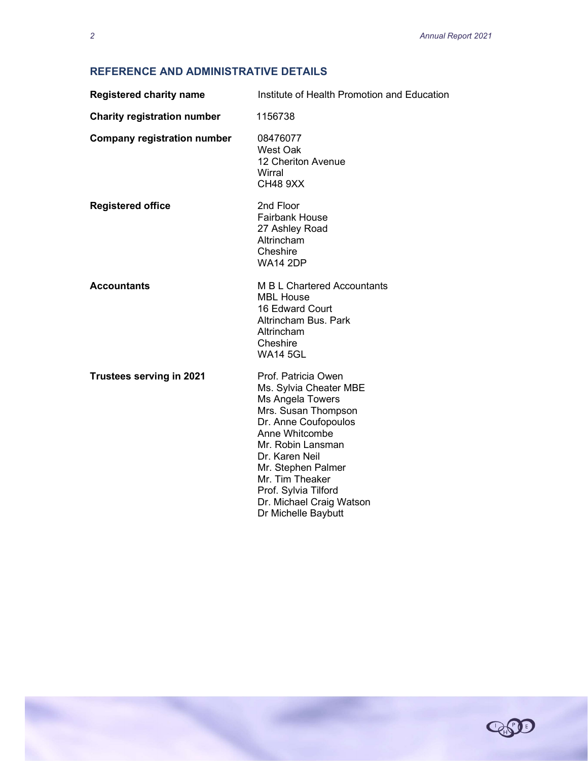## REFERENCE AND ADMINISTRATIVE DETAILS

| | |
|---|---|
| **Registered charity name** | Institute of Health Promotion and Education |
| **Charity registration number** | 1156738 |
| **Company registration number** | 08476077<br>West Oak<br>12 Cheriton Avenue<br>Wirral<br>CH48 9XX |
| **Registered office** | 2nd Floor<br>Fairbank House<br>27 Ashley Road<br>Altrincham<br>Cheshire<br>WA14 2DP |
| **Accountants** | M B L Chartered Accountants<br>MBL House<br>16 Edward Court<br>Altrincham Bus. Park<br>Altrincham<br>Cheshire<br>WA14 5GL |
| **Trustees serving in 2021** | Prof. Patricia Owen<br>Ms. Sylvia Cheater MBE<br>Ms Angela Towers<br>Mrs. Susan Thompson<br>Dr. Anne Coufopoulos<br>Anne Whitcombe<br>Mr. Robin Lansman<br>Dr. Karen Neil<br>Mr. Stephen Palmer<br>Mr. Tim Theaker<br>Prof. Sylvia Tilford<br>Dr. Michael Craig Watson<br>Dr Michelle Baybutt |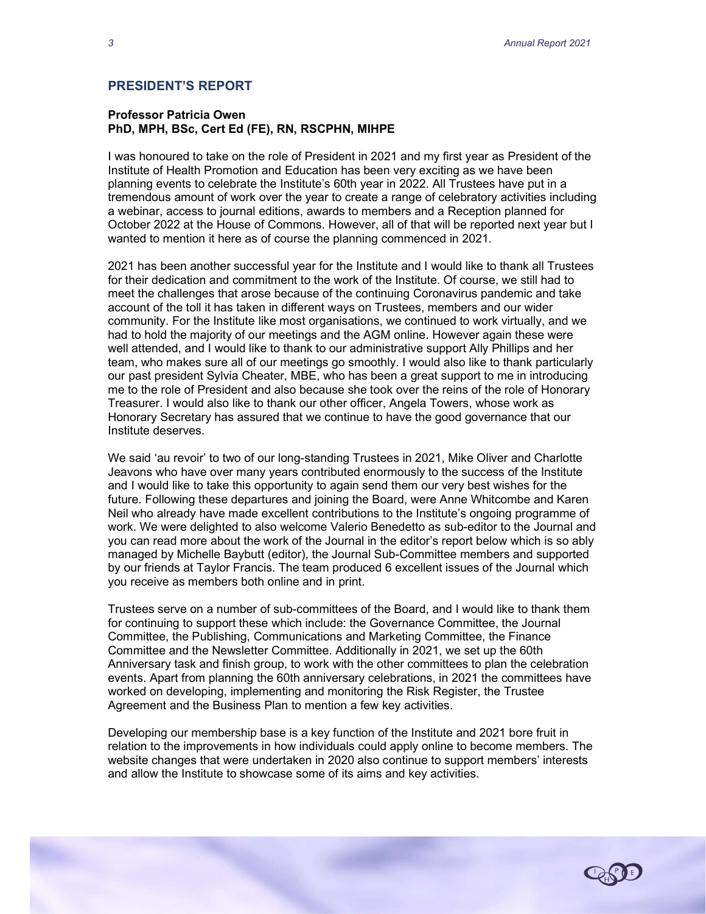## PRESIDENT'S REPORT

**Professor Patricia Owen**
**PhD, MPH, BSc, Cert Ed (FE), RN, RSCPHN, MIHPE**

I was honoured to take on the role of President in 2021 and my first year as President of the Institute of Health Promotion and Education has been very exciting as we have been planning events to celebrate the Institute's 60th year in 2022. All Trustees have put in a tremendous amount of work over the year to create a range of celebratory activities including a webinar, access to journal editions, awards to members and a Reception planned for October 2022 at the House of Commons. However, all of that will be reported next year but I wanted to mention it here as of course the planning commenced in 2021.

2021 has been another successful year for the Institute and I would like to thank all Trustees for their dedication and commitment to the work of the Institute. Of course, we still had to meet the challenges that arose because of the continuing Coronavirus pandemic and take account of the toll it has taken in different ways on Trustees, members and our wider community. For the Institute like most organisations, we continued to work virtually, and we had to hold the majority of our meetings and the AGM online. However again these were well attended, and I would like to thank to our administrative support Ally Phillips and her team, who makes sure all of our meetings go smoothly. I would also like to thank particularly our past president Sylvia Cheater, MBE, who has been a great support to me in introducing me to the role of President and also because she took over the reins of the role of Honorary Treasurer. I would also like to thank our other officer, Angela Towers, whose work as Honorary Secretary has assured that we continue to have the good governance that our Institute deserves.

We said 'au revoir' to two of our long-standing Trustees in 2021, Mike Oliver and Charlotte Jeavons who have over many years contributed enormously to the success of the Institute and I would like to take this opportunity to again send them our very best wishes for the future. Following these departures and joining the Board, were Anne Whitcombe and Karen Neil who already have made excellent contributions to the Institute's ongoing programme of work. We were delighted to also welcome Valerio Benedetto as sub-editor to the Journal and you can read more about the work of the Journal in the editor's report below which is so ably managed by Michelle Baybutt (editor), the Journal Sub-Committee members and supported by our friends at Taylor Francis. The team produced 6 excellent issues of the Journal which you receive as members both online and in print.

Trustees serve on a number of sub-committees of the Board, and I would like to thank them for continuing to support these which include: the Governance Committee, the Journal Committee, the Publishing, Communications and Marketing Committee, the Finance Committee and the Newsletter Committee. Additionally in 2021, we set up the 60th Anniversary task and finish group, to work with the other committees to plan the celebration events. Apart from planning the 60th anniversary celebrations, in 2021 the committees have worked on developing, implementing and monitoring the Risk Register, the Trustee Agreement and the Business Plan to mention a few key activities.

Developing our membership base is a key function of the Institute and 2021 bore fruit in relation to the improvements in how individuals could apply online to become members. The website changes that were undertaken in 2020 also continue to support members' interests and allow the Institute to showcase some of its aims and key activities.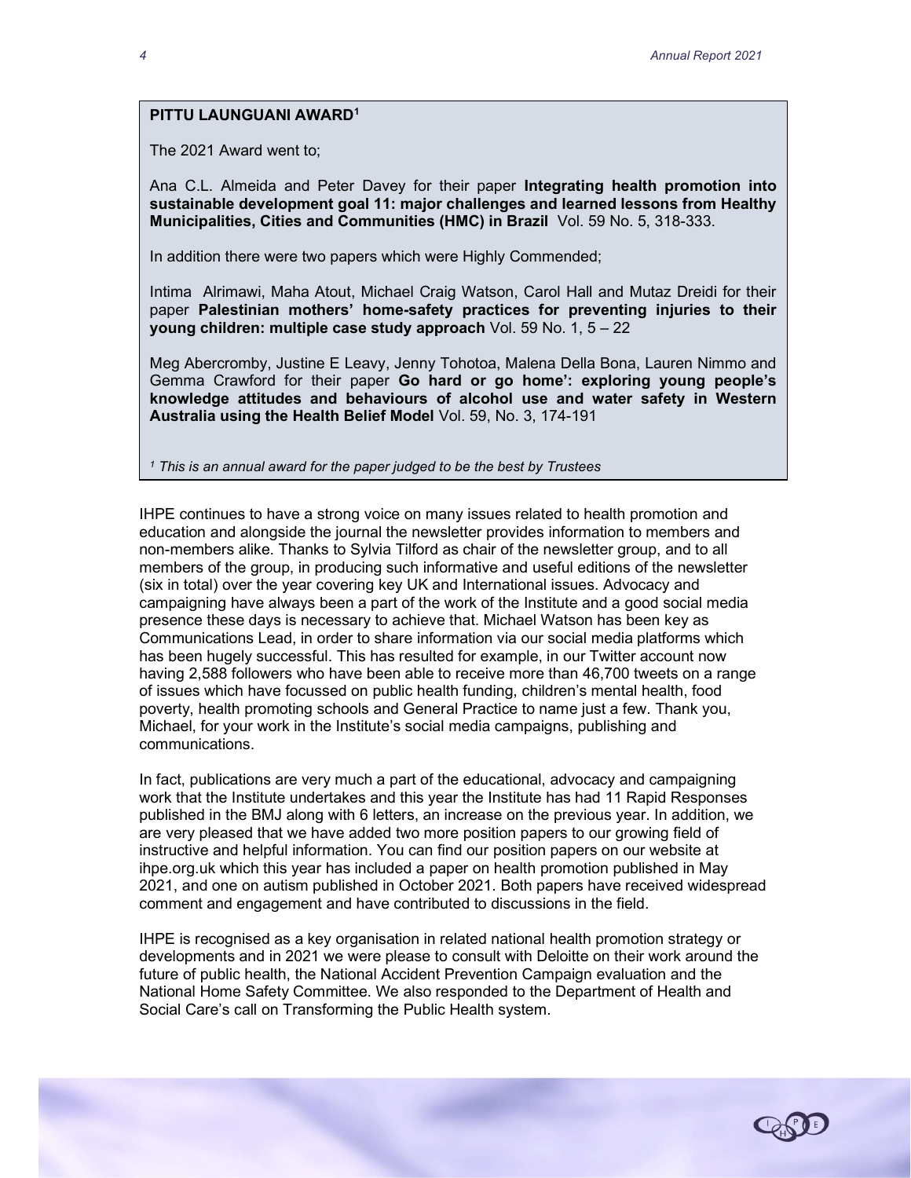**PITTU LAUNGUANI AWARD**[1]

The 2021 Award went to;

Ana C.L. Almeida and Peter Davey for their paper **Integrating health promotion into sustainable development goal 11: major challenges and learned lessons from Healthy Municipalities, Cities and Communities (HMC) in Brazil** Vol. 59 No. 5, 318-333.

In addition there were two papers which were Highly Commended;

Intima Alrimawi, Maha Atout, Michael Craig Watson, Carol Hall and Mutaz Dreidi for their paper **Palestinian mothers' home-safety practices for preventing injuries to their young children: multiple case study approach** Vol. 59 No. 1, 5 – 22

Meg Abercromby, Justine E Leavy, Jenny Tohotoa, Malena Della Bona, Lauren Nimmo and Gemma Crawford for their paper **Go hard or go home': exploring young people's knowledge attitudes and behaviours of alcohol use and water safety in Western Australia using the Health Belief Model** Vol. 59, No. 3, 174-191

*[1] This is an annual award for the paper judged to be the best by Trustees*

IHPE continues to have a strong voice on many issues related to health promotion and education and alongside the journal the newsletter provides information to members and non-members alike. Thanks to Sylvia Tilford as chair of the newsletter group, and to all members of the group, in producing such informative and useful editions of the newsletter (six in total) over the year covering key UK and International issues. Advocacy and campaigning have always been a part of the work of the Institute and a good social media presence these days is necessary to achieve that. Michael Watson has been key as Communications Lead, in order to share information via our social media platforms which has been hugely successful. This has resulted for example, in our Twitter account now having 2,588 followers who have been able to receive more than 46,700 tweets on a range of issues which have focussed on public health funding, children's mental health, food poverty, health promoting schools and General Practice to name just a few. Thank you, Michael, for your work in the Institute's social media campaigns, publishing and communications.

In fact, publications are very much a part of the educational, advocacy and campaigning work that the Institute undertakes and this year the Institute has had 11 Rapid Responses published in the BMJ along with 6 letters, an increase on the previous year. In addition, we are very pleased that we have added two more position papers to our growing field of instructive and helpful information. You can find our position papers on our website at ihpe.org.uk which this year has included a paper on health promotion published in May 2021, and one on autism published in October 2021. Both papers have received widespread comment and engagement and have contributed to discussions in the field.

IHPE is recognised as a key organisation in related national health promotion strategy or developments and in 2021 we were please to consult with Deloitte on their work around the future of public health, the National Accident Prevention Campaign evaluation and the National Home Safety Committee. We also responded to the Department of Health and Social Care's call on Transforming the Public Health system.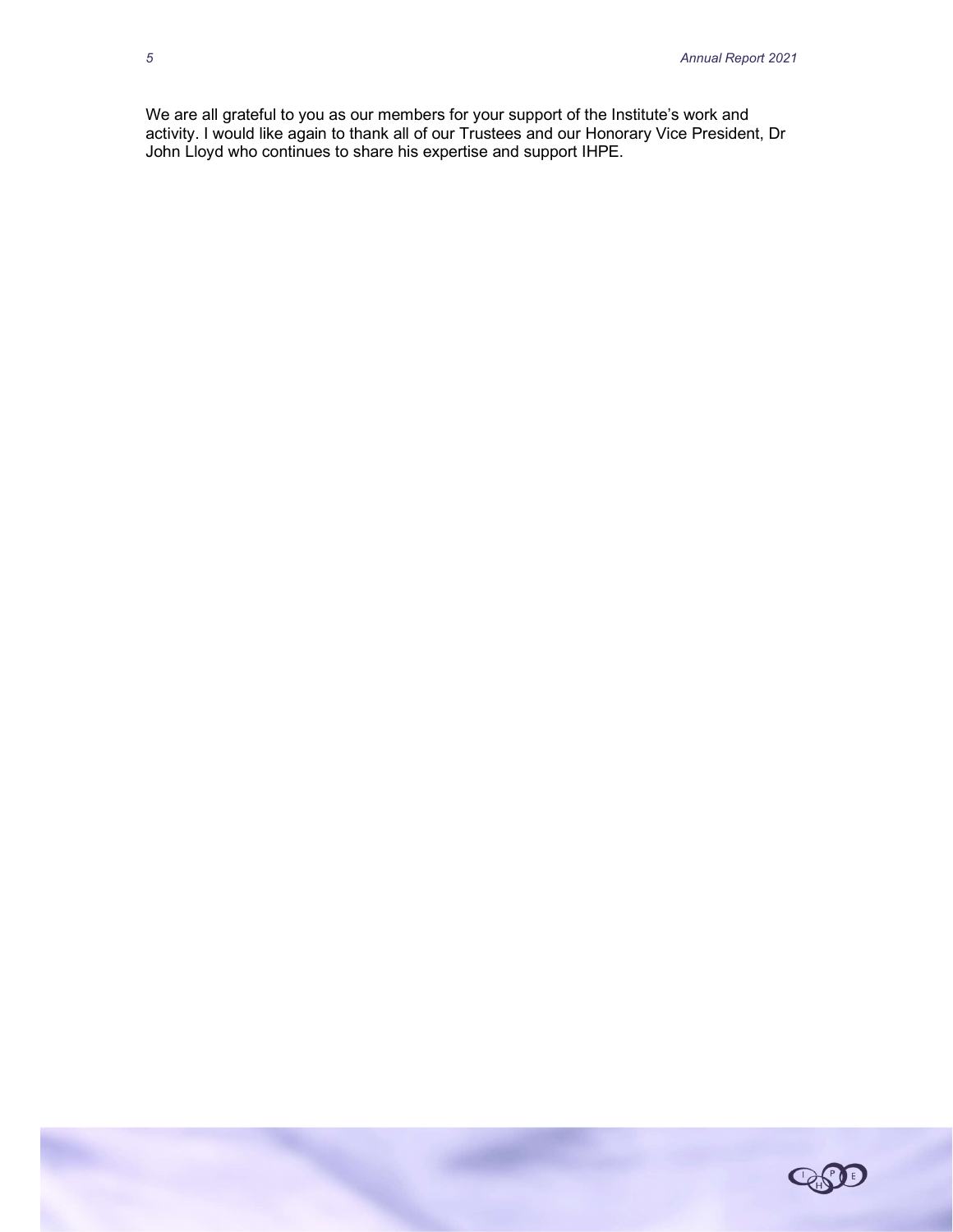We are all grateful to you as our members for your support of the Institute's work and activity. I would like again to thank all of our Trustees and our Honorary Vice President, Dr John Lloyd who continues to share his expertise and support IHPE.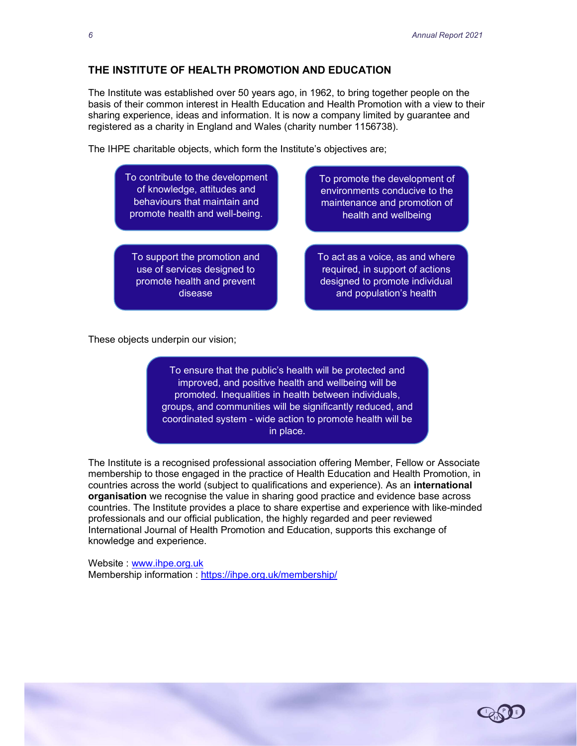## THE INSTITUTE OF HEALTH PROMOTION AND EDUCATION

The Institute was established over 50 years ago, in 1962, to bring together people on the basis of their common interest in Health Education and Health Promotion with a view to their sharing experience, ideas and information. It is now a company limited by guarantee and registered as a charity in England and Wales (charity number 1156738).

The IHPE charitable objects, which form the Institute's objectives are;

- To contribute to the development of knowledge, attitudes and behaviours that maintain and promote health and well-being.
- To promote the development of environments conducive to the maintenance and promotion of health and wellbeing
- To support the promotion and use of services designed to promote health and prevent disease
- To act as a voice, as and where required, in support of actions designed to promote individual and population's health

These objects underpin our vision;

> To ensure that the public's health will be protected and improved, and positive health and wellbeing will be promoted. Inequalities in health between individuals, groups, and communities will be significantly reduced, and coordinated system - wide action to promote health will be in place.

The Institute is a recognised professional association offering Member, Fellow or Associate membership to those engaged in the practice of Health Education and Health Promotion, in countries across the world (subject to qualifications and experience). As an **international organisation** we recognise the value in sharing good practice and evidence base across countries. The Institute provides a place to share expertise and experience with like-minded professionals and our official publication, the highly regarded and peer reviewed International Journal of Health Promotion and Education, supports this exchange of knowledge and experience.

Website : [www.ihpe.org.uk](http://www.ihpe.org.uk)
Membership information : [https://ihpe.org.uk/membership/](https://ihpe.org.uk/membership/)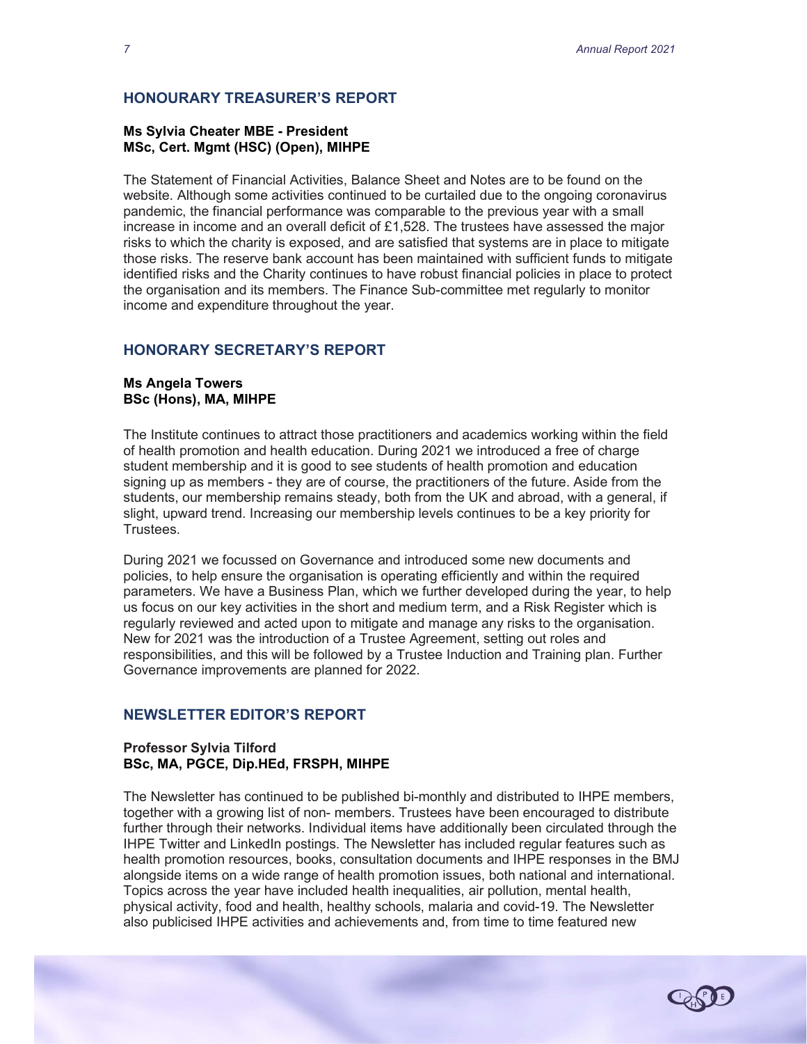## HONORARY TREASURER'S REPORT

**Ms Sylvia Cheater MBE - President**
**MSc, Cert. Mgmt (HSC) (Open), MIHPE**

The Statement of Financial Activities, Balance Sheet and Notes are to be found on the website. Although some activities continued to be curtailed due to the ongoing coronavirus pandemic, the financial performance was comparable to the previous year with a small increase in income and an overall deficit of £1,528. The trustees have assessed the major risks to which the charity is exposed, and are satisfied that systems are in place to mitigate those risks. The reserve bank account has been maintained with sufficient funds to mitigate identified risks and the Charity continues to have robust financial policies in place to protect the organisation and its members. The Finance Sub-committee met regularly to monitor income and expenditure throughout the year.

## HONORARY SECRETARY'S REPORT

**Ms Angela Towers**
**BSc (Hons), MA, MIHPE**

The Institute continues to attract those practitioners and academics working within the field of health promotion and health education. During 2021 we introduced a free of charge student membership and it is good to see students of health promotion and education signing up as members - they are of course, the practitioners of the future. Aside from the students, our membership remains steady, both from the UK and abroad, with a general, if slight, upward trend. Increasing our membership levels continues to be a key priority for Trustees.

During 2021 we focussed on Governance and introduced some new documents and policies, to help ensure the organisation is operating efficiently and within the required parameters. We have a Business Plan, which we further developed during the year, to help us focus on our key activities in the short and medium term, and a Risk Register which is regularly reviewed and acted upon to mitigate and manage any risks to the organisation. New for 2021 was the introduction of a Trustee Agreement, setting out roles and responsibilities, and this will be followed by a Trustee Induction and Training plan. Further Governance improvements are planned for 2022.

## NEWSLETTER EDITOR'S REPORT

**Professor Sylvia Tilford**
**BSc, MA, PGCE, Dip.HEd, FRSPH, MIHPE**

The Newsletter has continued to be published bi-monthly and distributed to IHPE members, together with a growing list of non- members. Trustees have been encouraged to distribute further through their networks. Individual items have additionally been circulated through the IHPE Twitter and LinkedIn postings. The Newsletter has included regular features such as health promotion resources, books, consultation documents and IHPE responses in the BMJ alongside items on a wide range of health promotion issues, both national and international. Topics across the year have included health inequalities, air pollution, mental health, physical activity, food and health, healthy schools, malaria and covid-19. The Newsletter also publicised IHPE activities and achievements and, from time to time featured new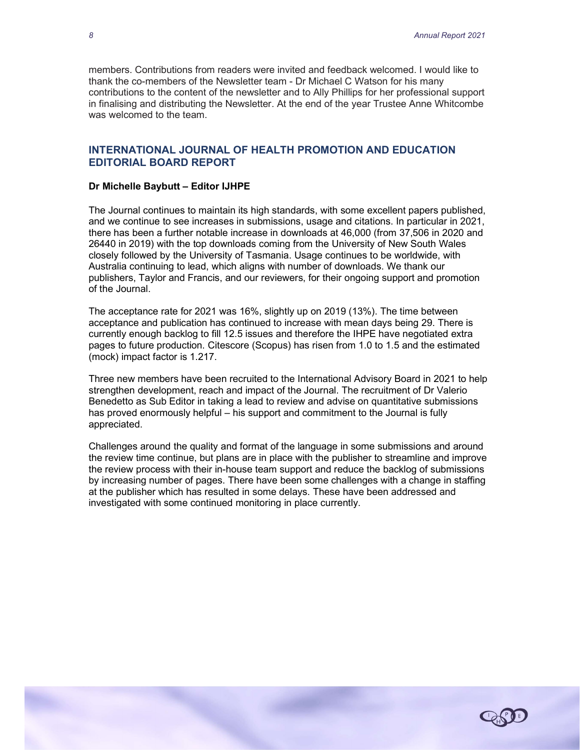members. Contributions from readers were invited and feedback welcomed. I would like to thank the co-members of the Newsletter team - Dr Michael C Watson for his many contributions to the content of the newsletter and to Ally Phillips for her professional support in finalising and distributing the Newsletter. At the end of the year Trustee Anne Whitcombe was welcomed to the team.

## INTERNATIONAL JOURNAL OF HEALTH PROMOTION AND EDUCATION EDITORIAL BOARD REPORT

**Dr Michelle Baybutt – Editor IJHPE**

The Journal continues to maintain its high standards, with some excellent papers published, and we continue to see increases in submissions, usage and citations. In particular in 2021, there has been a further notable increase in downloads at 46,000 (from 37,506 in 2020 and 26440 in 2019) with the top downloads coming from the University of New South Wales closely followed by the University of Tasmania. Usage continues to be worldwide, with Australia continuing to lead, which aligns with number of downloads. We thank our publishers, Taylor and Francis, and our reviewers, for their ongoing support and promotion of the Journal.

The acceptance rate for 2021 was 16%, slightly up on 2019 (13%). The time between acceptance and publication has continued to increase with mean days being 29. There is currently enough backlog to fill 12.5 issues and therefore the IHPE have negotiated extra pages to future production. Citescore (Scopus) has risen from 1.0 to 1.5 and the estimated (mock) impact factor is 1.217.

Three new members have been recruited to the International Advisory Board in 2021 to help strengthen development, reach and impact of the Journal. The recruitment of Dr Valerio Benedetto as Sub Editor in taking a lead to review and advise on quantitative submissions has proved enormously helpful – his support and commitment to the Journal is fully appreciated.

Challenges around the quality and format of the language in some submissions and around the review time continue, but plans are in place with the publisher to streamline and improve the review process with their in-house team support and reduce the backlog of submissions by increasing number of pages. There have been some challenges with a change in staffing at the publisher which has resulted in some delays. These have been addressed and investigated with some continued monitoring in place currently.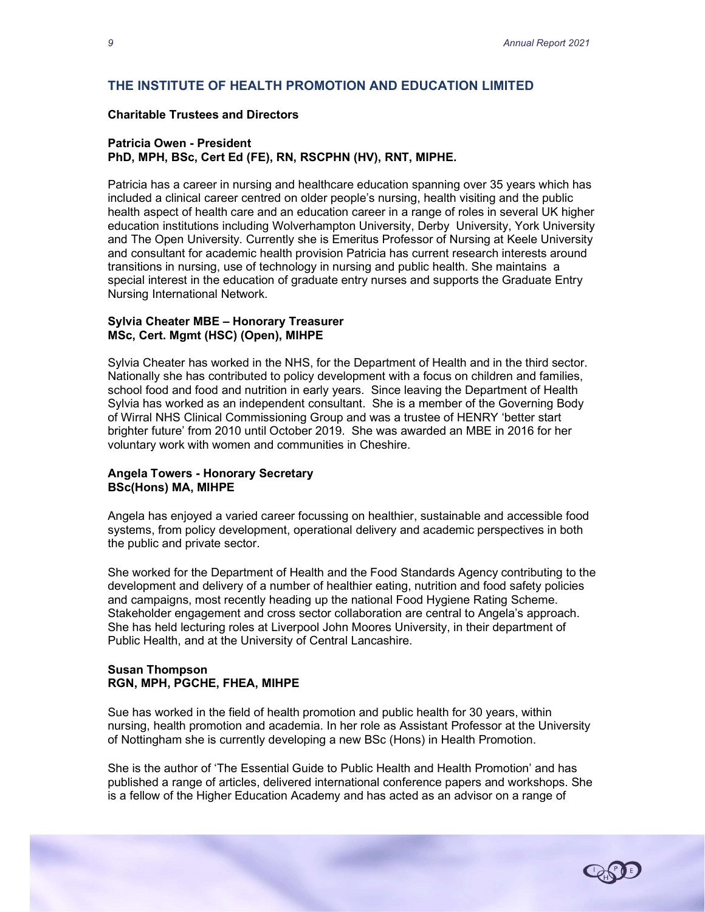## THE INSTITUTE OF HEALTH PROMOTION AND EDUCATION LIMITED

### Charitable Trustees and Directors

**Patricia Owen - President**
**PhD, MPH, BSc, Cert Ed (FE), RN, RSCPHN (HV), RNT, MIPHE.**

Patricia has a career in nursing and healthcare education spanning over 35 years which has included a clinical career centred on older people's nursing, health visiting and the public health aspect of health care and an education career in a range of roles in several UK higher education institutions including Wolverhampton University, Derby University, York University and The Open University. Currently she is Emeritus Professor of Nursing at Keele University and consultant for academic health provision Patricia has current research interests around transitions in nursing, use of technology in nursing and public health. She maintains a special interest in the education of graduate entry nurses and supports the Graduate Entry Nursing International Network.

**Sylvia Cheater MBE – Honorary Treasurer**
**MSc, Cert. Mgmt (HSC) (Open), MIHPE**

Sylvia Cheater has worked in the NHS, for the Department of Health and in the third sector. Nationally she has contributed to policy development with a focus on children and families, school food and food and nutrition in early years. Since leaving the Department of Health Sylvia has worked as an independent consultant. She is a member of the Governing Body of Wirral NHS Clinical Commissioning Group and was a trustee of HENRY 'better start brighter future' from 2010 until October 2019. She was awarded an MBE in 2016 for her voluntary work with women and communities in Cheshire.

**Angela Towers - Honorary Secretary**
**BSc(Hons) MA, MIHPE**

Angela has enjoyed a varied career focussing on healthier, sustainable and accessible food systems, from policy development, operational delivery and academic perspectives in both the public and private sector.

She worked for the Department of Health and the Food Standards Agency contributing to the development and delivery of a number of healthier eating, nutrition and food safety policies and campaigns, most recently heading up the national Food Hygiene Rating Scheme. Stakeholder engagement and cross sector collaboration are central to Angela's approach. She has held lecturing roles at Liverpool John Moores University, in their department of Public Health, and at the University of Central Lancashire.

**Susan Thompson**
**RGN, MPH, PGCHE, FHEA, MIHPE**

Sue has worked in the field of health promotion and public health for 30 years, within nursing, health promotion and academia. In her role as Assistant Professor at the University of Nottingham she is currently developing a new BSc (Hons) in Health Promotion.

She is the author of 'The Essential Guide to Public Health and Health Promotion' and has published a range of articles, delivered international conference papers and workshops. She is a fellow of the Higher Education Academy and has acted as an advisor on a range of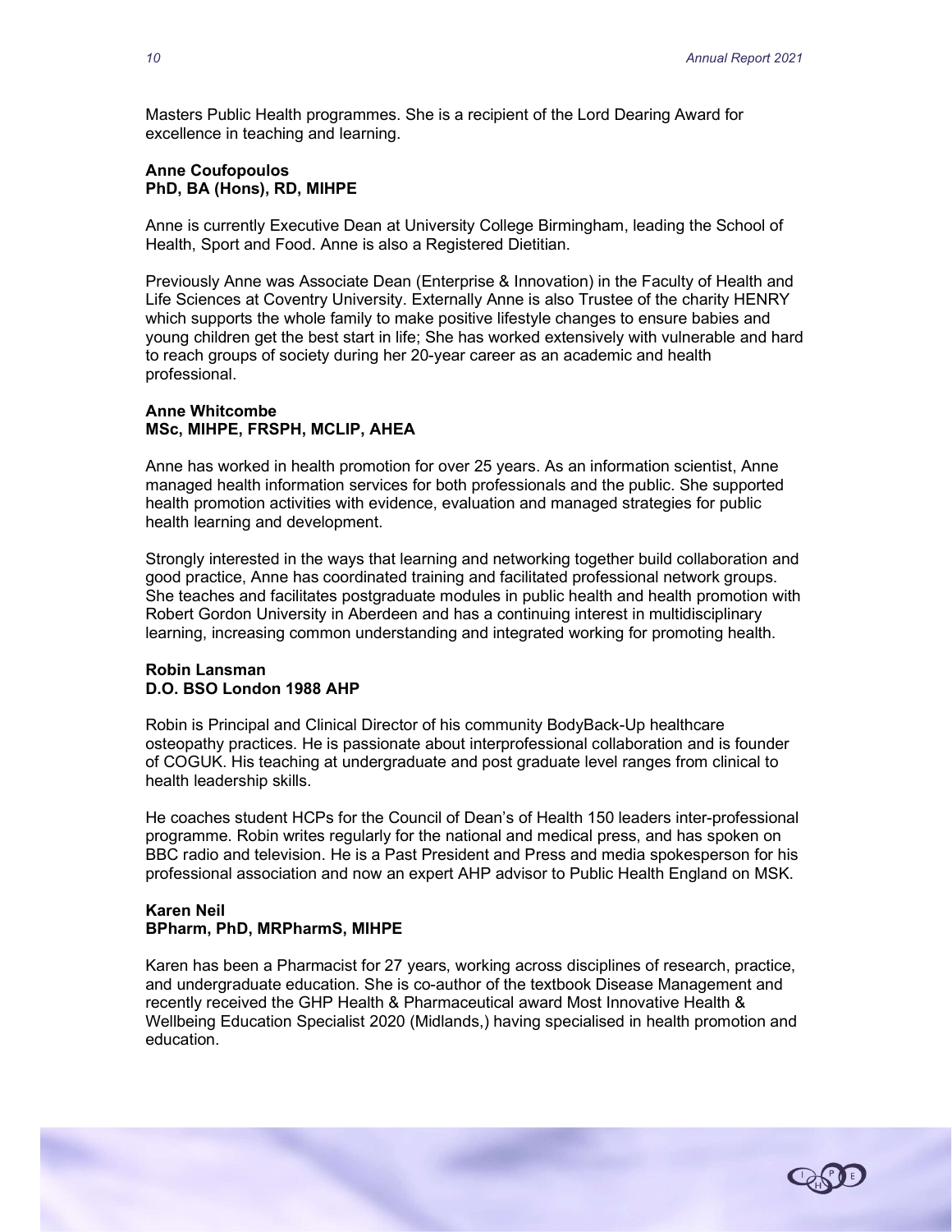Masters Public Health programmes. She is a recipient of the Lord Dearing Award for excellence in teaching and learning.

**Anne Coufopoulos**
**PhD, BA (Hons), RD, MIHPE**

Anne is currently Executive Dean at University College Birmingham, leading the School of Health, Sport and Food. Anne is also a Registered Dietitian.

Previously Anne was Associate Dean (Enterprise & Innovation) in the Faculty of Health and Life Sciences at Coventry University. Externally Anne is also Trustee of the charity HENRY which supports the whole family to make positive lifestyle changes to ensure babies and young children get the best start in life; She has worked extensively with vulnerable and hard to reach groups of society during her 20-year career as an academic and health professional.

**Anne Whitcombe**
**MSc, MIHPE, FRSPH, MCLIP, AHEA**

Anne has worked in health promotion for over 25 years. As an information scientist, Anne managed health information services for both professionals and the public. She supported health promotion activities with evidence, evaluation and managed strategies for public health learning and development.

Strongly interested in the ways that learning and networking together build collaboration and good practice, Anne has coordinated training and facilitated professional network groups. She teaches and facilitates postgraduate modules in public health and health promotion with Robert Gordon University in Aberdeen and has a continuing interest in multidisciplinary learning, increasing common understanding and integrated working for promoting health.

**Robin Lansman**
**D.O. BSO London 1988 AHP**

Robin is Principal and Clinical Director of his community BodyBack-Up healthcare osteopathy practices. He is passionate about interprofessional collaboration and is founder of COGUK. His teaching at undergraduate and post graduate level ranges from clinical to health leadership skills.

He coaches student HCPs for the Council of Dean's of Health 150 leaders inter-professional programme. Robin writes regularly for the national and medical press, and has spoken on BBC radio and television. He is a Past President and Press and media spokesperson for his professional association and now an expert AHP advisor to Public Health England on MSK.

**Karen Neil**
**BPharm, PhD, MRPharmS, MIHPE**

Karen has been a Pharmacist for 27 years, working across disciplines of research, practice, and undergraduate education. She is co-author of the textbook Disease Management and recently received the GHP Health & Pharmaceutical award Most Innovative Health & Wellbeing Education Specialist 2020 (Midlands,) having specialised in health promotion and education.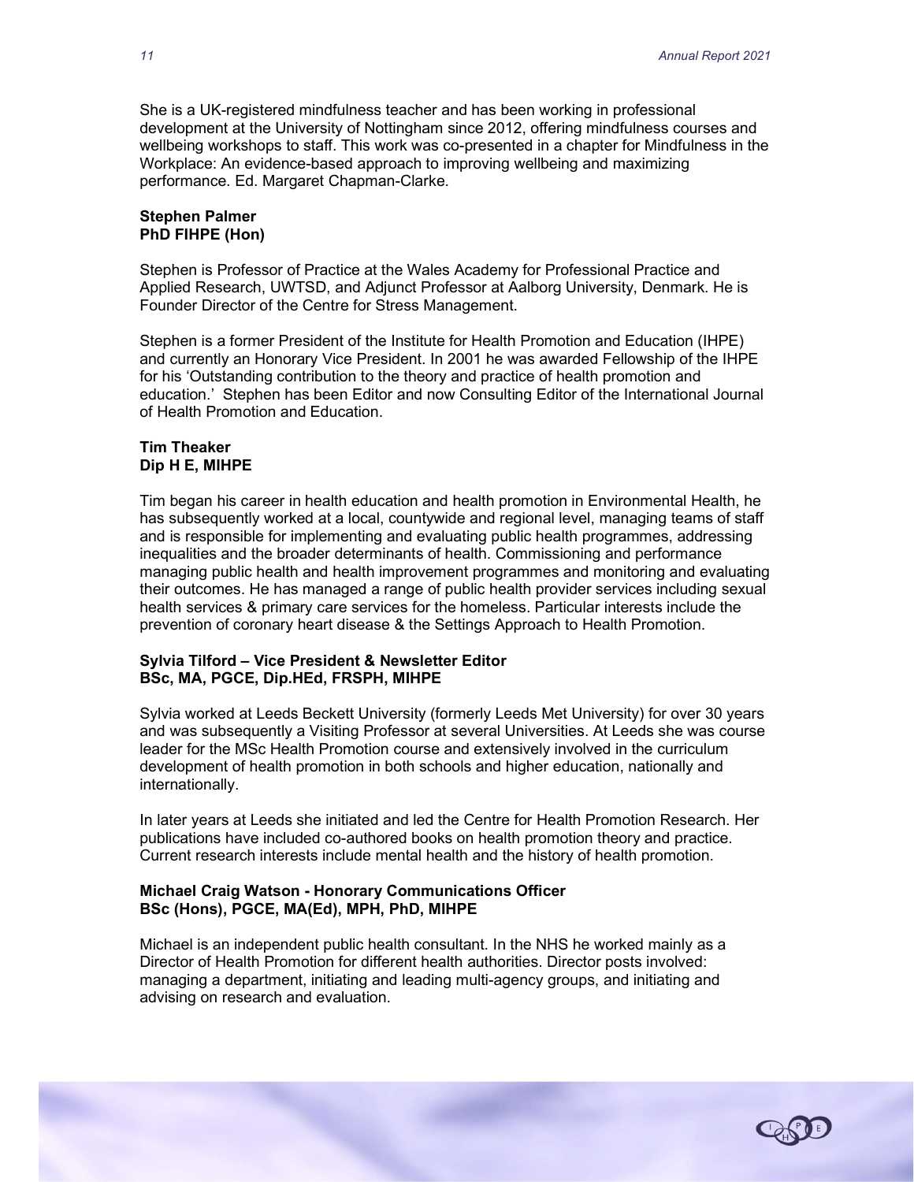She is a UK-registered mindfulness teacher and has been working in professional development at the University of Nottingham since 2012, offering mindfulness courses and wellbeing workshops to staff. This work was co-presented in a chapter for Mindfulness in the Workplace: An evidence-based approach to improving wellbeing and maximizing performance. Ed. Margaret Chapman-Clarke.

**Stephen Palmer**
**PhD FIHPE (Hon)**

Stephen is Professor of Practice at the Wales Academy for Professional Practice and Applied Research, UWTSD, and Adjunct Professor at Aalborg University, Denmark. He is Founder Director of the Centre for Stress Management.

Stephen is a former President of the Institute for Health Promotion and Education (IHPE) and currently an Honorary Vice President. In 2001 he was awarded Fellowship of the IHPE for his 'Outstanding contribution to the theory and practice of health promotion and education.' Stephen has been Editor and now Consulting Editor of the International Journal of Health Promotion and Education.

**Tim Theaker**
**Dip H E, MIHPE**

Tim began his career in health education and health promotion in Environmental Health, he has subsequently worked at a local, countywide and regional level, managing teams of staff and is responsible for implementing and evaluating public health programmes, addressing inequalities and the broader determinants of health. Commissioning and performance managing public health and health improvement programmes and monitoring and evaluating their outcomes. He has managed a range of public health provider services including sexual health services & primary care services for the homeless. Particular interests include the prevention of coronary heart disease & the Settings Approach to Health Promotion.

**Sylvia Tilford – Vice President & Newsletter Editor**
**BSc, MA, PGCE, Dip.HEd, FRSPH, MIHPE**

Sylvia worked at Leeds Beckett University (formerly Leeds Met University) for over 30 years and was subsequently a Visiting Professor at several Universities. At Leeds she was course leader for the MSc Health Promotion course and extensively involved in the curriculum development of health promotion in both schools and higher education, nationally and internationally.

In later years at Leeds she initiated and led the Centre for Health Promotion Research. Her publications have included co-authored books on health promotion theory and practice. Current research interests include mental health and the history of health promotion.

**Michael Craig Watson - Honorary Communications Officer**
**BSc (Hons), PGCE, MA(Ed), MPH, PhD, MIHPE**

Michael is an independent public health consultant. In the NHS he worked mainly as a Director of Health Promotion for different health authorities. Director posts involved: managing a department, initiating and leading multi-agency groups, and initiating and advising on research and evaluation.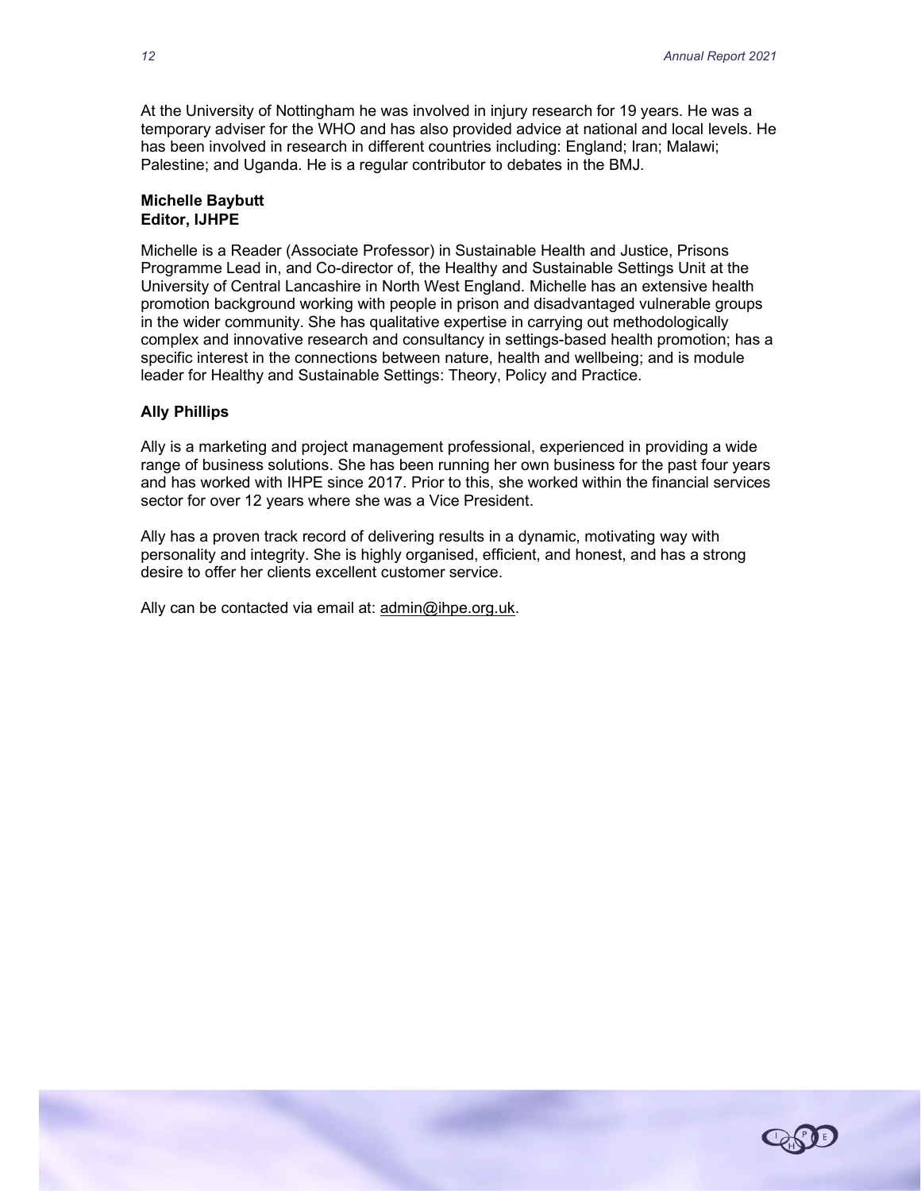At the University of Nottingham he was involved in injury research for 19 years. He was a temporary adviser for the WHO and has also provided advice at national and local levels. He has been involved in research in different countries including: England; Iran; Malawi; Palestine; and Uganda. He is a regular contributor to debates in the BMJ.

**Michelle Baybutt**
**Editor, IJHPE**

Michelle is a Reader (Associate Professor) in Sustainable Health and Justice, Prisons Programme Lead in, and Co-director of, the Healthy and Sustainable Settings Unit at the University of Central Lancashire in North West England. Michelle has an extensive health promotion background working with people in prison and disadvantaged vulnerable groups in the wider community. She has qualitative expertise in carrying out methodologically complex and innovative research and consultancy in settings-based health promotion; has a specific interest in the connections between nature, health and wellbeing; and is module leader for Healthy and Sustainable Settings: Theory, Policy and Practice.

**Ally Phillips**

Ally is a marketing and project management professional, experienced in providing a wide range of business solutions. She has been running her own business for the past four years and has worked with IHPE since 2017. Prior to this, she worked within the financial services sector for over 12 years where she was a Vice President.

Ally has a proven track record of delivering results in a dynamic, motivating way with personality and integrity. She is highly organised, efficient, and honest, and has a strong desire to offer her clients excellent customer service.

Ally can be contacted via email at: admin@ihpe.org.uk.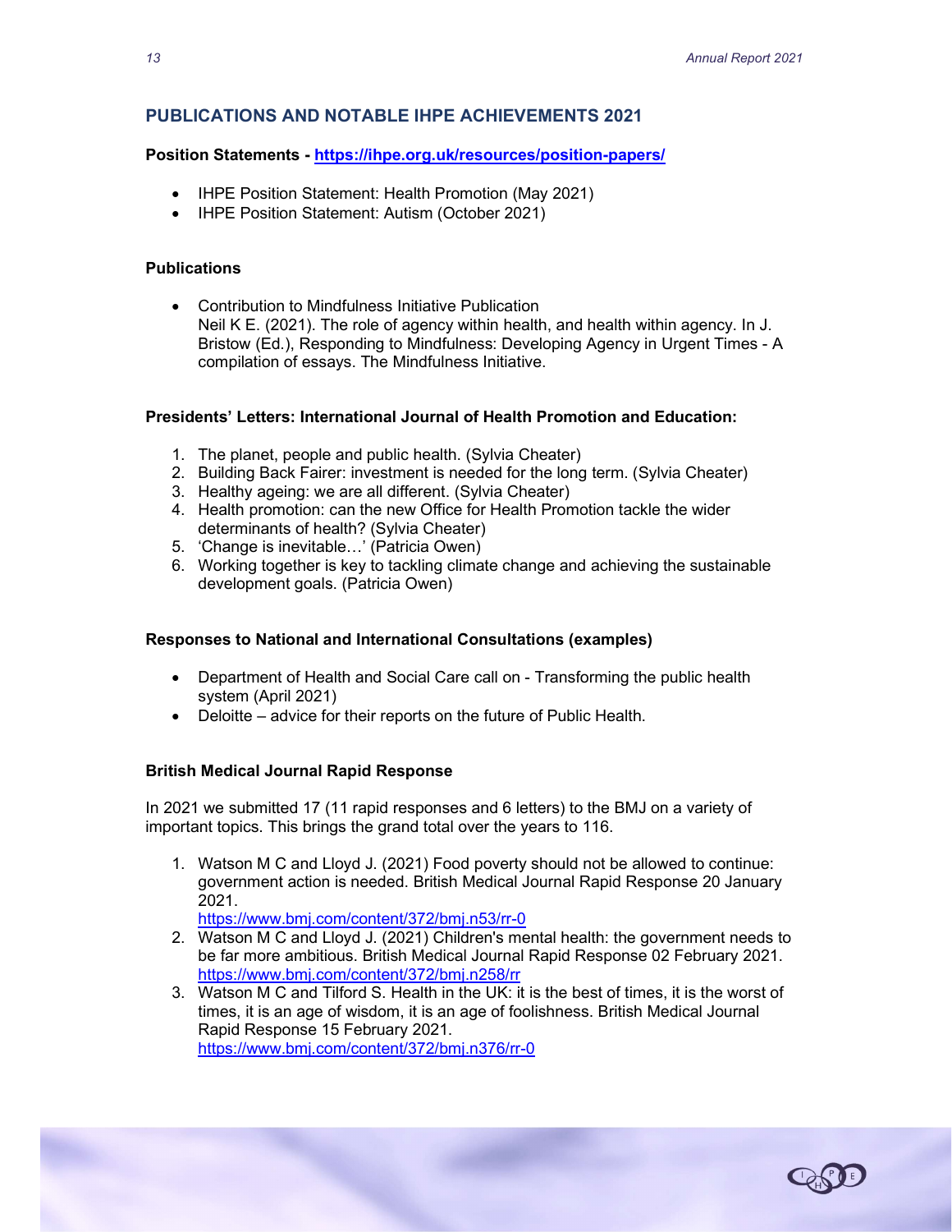## PUBLICATIONS AND NOTABLE IHPE ACHIEVEMENTS 2021

**Position Statements - [https://ihpe.org.uk/resources/position-papers/](https://ihpe.org.uk/resources/position-papers/)**

- IHPE Position Statement: Health Promotion (May 2021)
- IHPE Position Statement: Autism (October 2021)

**Publications**

- Contribution to Mindfulness Initiative Publication
  Neil K E. (2021). The role of agency within health, and health within agency. In J. Bristow (Ed.), Responding to Mindfulness: Developing Agency in Urgent Times - A compilation of essays. The Mindfulness Initiative.

**Presidents' Letters: International Journal of Health Promotion and Education:**

1. The planet, people and public health. (Sylvia Cheater)
2. Building Back Fairer: investment is needed for the long term. (Sylvia Cheater)
3. Healthy ageing: we are all different. (Sylvia Cheater)
4. Health promotion: can the new Office for Health Promotion tackle the wider determinants of health? (Sylvia Cheater)
5. 'Change is inevitable…' (Patricia Owen)
6. Working together is key to tackling climate change and achieving the sustainable development goals. (Patricia Owen)

**Responses to National and International Consultations (examples)**

- Department of Health and Social Care call on - Transforming the public health system (April 2021)
- Deloitte – advice for their reports on the future of Public Health.

**British Medical Journal Rapid Response**

In 2021 we submitted 17 (11 rapid responses and 6 letters) to the BMJ on a variety of important topics. This brings the grand total over the years to 116.

1. Watson M C and Lloyd J. (2021) Food poverty should not be allowed to continue: government action is needed. British Medical Journal Rapid Response 20 January 2021.
   [https://www.bmj.com/content/372/bmj.n53/rr-0](https://www.bmj.com/content/372/bmj.n53/rr-0)
2. Watson M C and Lloyd J. (2021) Children's mental health: the government needs to be far more ambitious. British Medical Journal Rapid Response 02 February 2021.
   [https://www.bmj.com/content/372/bmj.n258/rr](https://www.bmj.com/content/372/bmj.n258/rr)
3. Watson M C and Tilford S. Health in the UK: it is the best of times, it is the worst of times, it is an age of wisdom, it is an age of foolishness. British Medical Journal Rapid Response 15 February 2021.
   [https://www.bmj.com/content/372/bmj.n376/rr-0](https://www.bmj.com/content/372/bmj.n376/rr-0)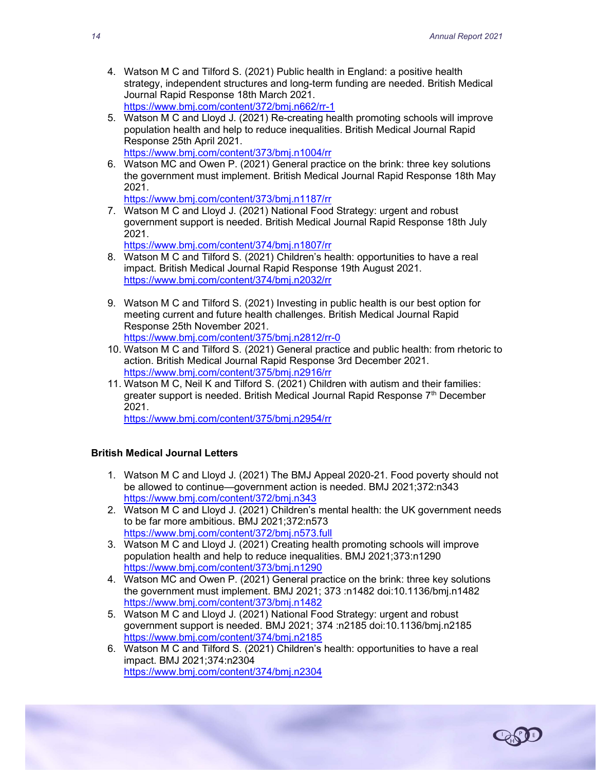4. Watson M C and Tilford S. (2021) Public health in England: a positive health strategy, independent structures and long-term funding are needed. British Medical Journal Rapid Response 18th March 2021.
   https://www.bmj.com/content/372/bmj.n662/rr-1
5. Watson M C and Lloyd J. (2021) Re-creating health promoting schools will improve population health and help to reduce inequalities. British Medical Journal Rapid Response 25th April 2021.
   https://www.bmj.com/content/373/bmj.n1004/rr
6. Watson MC and Owen P. (2021) General practice on the brink: three key solutions the government must implement. British Medical Journal Rapid Response 18th May 2021.
   https://www.bmj.com/content/373/bmj.n1187/rr
7. Watson M C and Lloyd J. (2021) National Food Strategy: urgent and robust government support is needed. British Medical Journal Rapid Response 18th July 2021.
   https://www.bmj.com/content/374/bmj.n1807/rr
8. Watson M C and Tilford S. (2021) Children's health: opportunities to have a real impact. British Medical Journal Rapid Response 19th August 2021.
   https://www.bmj.com/content/374/bmj.n2032/rr
9. Watson M C and Tilford S. (2021) Investing in public health is our best option for meeting current and future health challenges. British Medical Journal Rapid Response 25th November 2021.
   https://www.bmj.com/content/375/bmj.n2812/rr-0
10. Watson M C and Tilford S. (2021) General practice and public health: from rhetoric to action. British Medical Journal Rapid Response 3rd December 2021.
    https://www.bmj.com/content/375/bmj.n2916/rr
11. Watson M C, Neil K and Tilford S. (2021) Children with autism and their families: greater support is needed. British Medical Journal Rapid Response 7th December 2021.
    https://www.bmj.com/content/375/bmj.n2954/rr

**British Medical Journal Letters**

1. Watson M C and Lloyd J. (2021) The BMJ Appeal 2020-21. Food poverty should not be allowed to continue—government action is needed. BMJ 2021;372:n343
   https://www.bmj.com/content/372/bmj.n343
2. Watson M C and Lloyd J. (2021) Children's mental health: the UK government needs to be far more ambitious. BMJ 2021;372:n573
   https://www.bmj.com/content/372/bmj.n573.full
3. Watson M C and Lloyd J. (2021) Creating health promoting schools will improve population health and help to reduce inequalities. BMJ 2021;373:n1290
   https://www.bmj.com/content/373/bmj.n1290
4. Watson MC and Owen P. (2021) General practice on the brink: three key solutions the government must implement. BMJ 2021; 373 :n1482 doi:10.1136/bmj.n1482
   https://www.bmj.com/content/373/bmj.n1482
5. Watson M C and Lloyd J. (2021) National Food Strategy: urgent and robust government support is needed. BMJ 2021; 374 :n2185 doi:10.1136/bmj.n2185
   https://www.bmj.com/content/374/bmj.n2185
6. Watson M C and Tilford S. (2021) Children's health: opportunities to have a real impact. BMJ 2021;374:n2304
   https://www.bmj.com/content/374/bmj.n2304